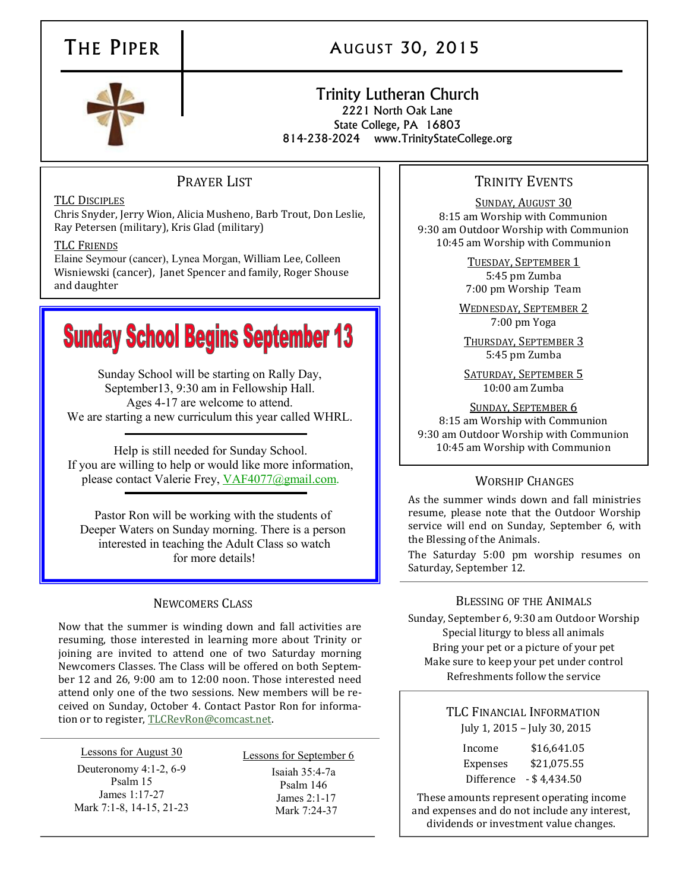# The Piper

## August 30, 2015

**Trinity Lutheran Church**
2221 North Oak Lane
State College, PA 16803
814-238-2024 www.TrinityStateCollege.org

## Prayer List

**TLC Disciples**
Chris Snyder, Jerry Wion, Alicia Musheno, Barb Trout, Don Leslie, Ray Petersen (military), Kris Glad (military)

**TLC Friends**
Elaine Seymour (cancer), Lynea Morgan, William Lee, Colleen Wisniewski (cancer), Janet Spencer and family, Roger Shouse and daughter

## Sunday School Begins September 13

Sunday School will be starting on Rally Day, September13, 9:30 am in Fellowship Hall. Ages 4-17 are welcome to attend. We are starting a new curriculum this year called WHRL.

Help is still needed for Sunday School. If you are willing to help or would like more information, please contact Valerie Frey, VAF4077@gmail.com.

Pastor Ron will be working with the students of Deeper Waters on Sunday morning. There is a person interested in teaching the Adult Class so watch for more details!

## Newcomers Class

Now that the summer is winding down and fall activities are resuming, those interested in learning more about Trinity or joining are invited to attend one of two Saturday morning Newcomers Classes. The Class will be offered on both September 12 and 26, 9:00 am to 12:00 noon. Those interested need attend only one of the two sessions. New members will be received on Sunday, October 4. Contact Pastor Ron for information or to register, TLCRevRon@comcast.net.

**Lessons for August 30**
Deuteronomy 4:1-2, 6-9
Psalm 15
James 1:17-27
Mark 7:1-8, 14-15, 21-23

**Lessons for September 6**
Isaiah 35:4-7a
Psalm 146
James 2:1-17
Mark 7:24-37

## Trinity Events

**Sunday, August 30**
8:15 am Worship with Communion
9:30 am Outdoor Worship with Communion
10:45 am Worship with Communion

**Tuesday, September 1**
5:45 pm Zumba
7:00 pm Worship Team

**Wednesday, September 2**
7:00 pm Yoga

**Thursday, September 3**
5:45 pm Zumba

**Saturday, September 5**
10:00 am Zumba

**Sunday, September 6**
8:15 am Worship with Communion
9:30 am Outdoor Worship with Communion
10:45 am Worship with Communion

## Worship Changes

As the summer winds down and fall ministries resume, please note that the Outdoor Worship service will end on Sunday, September 6, with the Blessing of the Animals.

The Saturday 5:00 pm worship resumes on Saturday, September 12.

## Blessing of the Animals

Sunday, September 6, 9:30 am Outdoor Worship
Special liturgy to bless all animals
Bring your pet or a picture of your pet
Make sure to keep your pet under control
Refreshments follow the service

## TLC Financial Information

July 1, 2015 – July 30, 2015

| | |
|---|---|
| Income | $16,641.05 |
| Expenses | $21,075.55 |
| Difference | - $ 4,434.50 |

These amounts represent operating income and expenses and do not include any interest, dividends or investment value changes.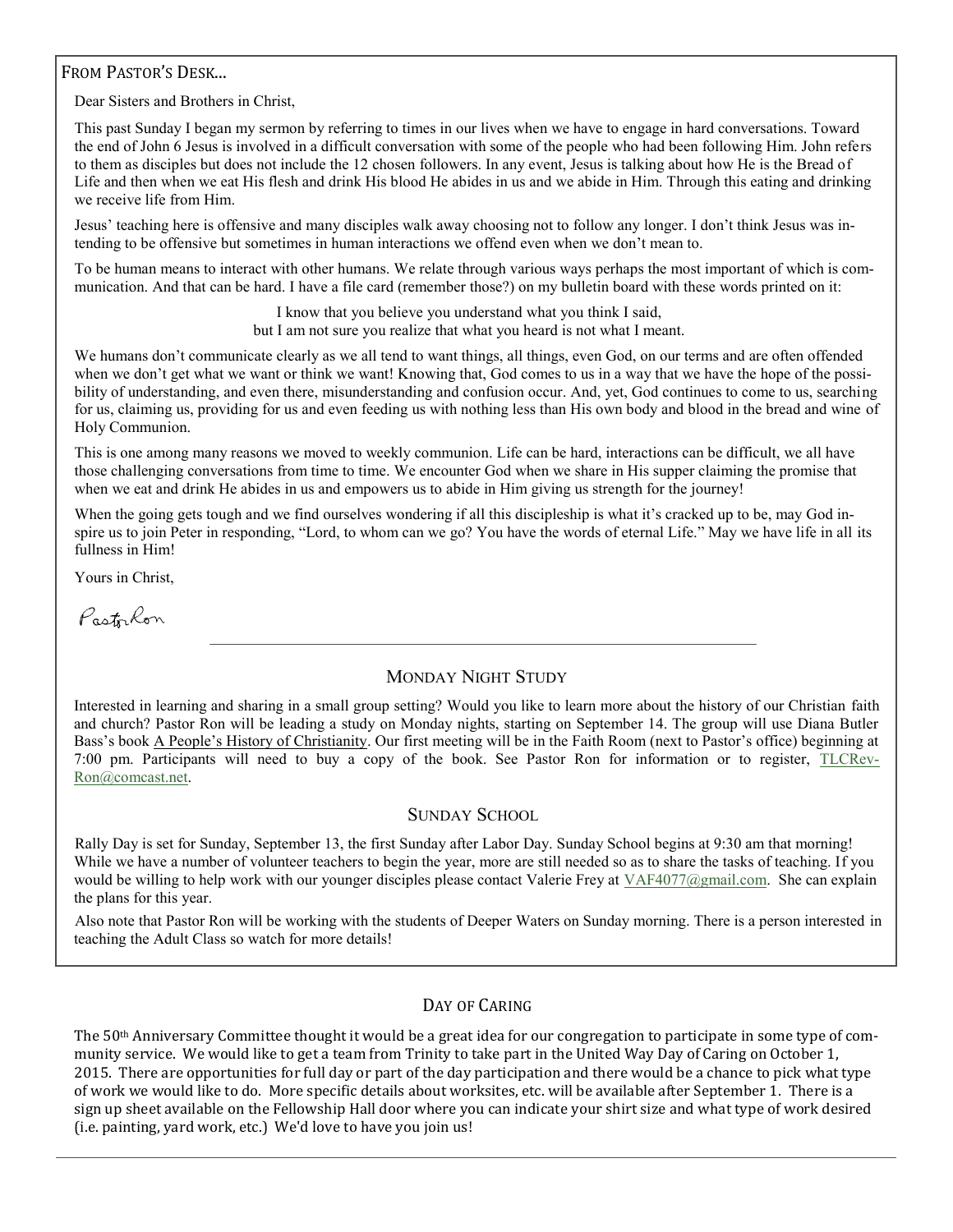## From Pastor's Desk…

Dear Sisters and Brothers in Christ,

This past Sunday I began my sermon by referring to times in our lives when we have to engage in hard conversations. Toward the end of John 6 Jesus is involved in a difficult conversation with some of the people who had been following Him. John refers to them as disciples but does not include the 12 chosen followers. In any event, Jesus is talking about how He is the Bread of Life and then when we eat His flesh and drink His blood He abides in us and we abide in Him. Through this eating and drinking we receive life from Him.

Jesus' teaching here is offensive and many disciples walk away choosing not to follow any longer. I don't think Jesus was intending to be offensive but sometimes in human interactions we offend even when we don't mean to.

To be human means to interact with other humans. We relate through various ways perhaps the most important of which is communication. And that can be hard. I have a file card (remember those?) on my bulletin board with these words printed on it:

I know that you believe you understand what you think I said,
but I am not sure you realize that what you heard is not what I meant.

We humans don't communicate clearly as we all tend to want things, all things, even God, on our terms and are often offended when we don't get what we want or think we want! Knowing that, God comes to us in a way that we have the hope of the possibility of understanding, and even there, misunderstanding and confusion occur. And, yet, God continues to come to us, searching for us, claiming us, providing for us and even feeding us with nothing less than His own body and blood in the bread and wine of Holy Communion.

This is one among many reasons we moved to weekly communion. Life can be hard, interactions can be difficult, we all have those challenging conversations from time to time. We encounter God when we share in His supper claiming the promise that when we eat and drink He abides in us and empowers us to abide in Him giving us strength for the journey!

When the going gets tough and we find ourselves wondering if all this discipleship is what it's cracked up to be, may God inspire us to join Peter in responding, "Lord, to whom can we go? You have the words of eternal Life." May we have life in all its fullness in Him!

Yours in Christ,

Pastor Ron

---

### Monday Night Study

Interested in learning and sharing in a small group setting? Would you like to learn more about the history of our Christian faith and church? Pastor Ron will be leading a study on Monday nights, starting on September 14. The group will use Diana Butler Bass's book A People's History of Christianity. Our first meeting will be in the Faith Room (next to Pastor's office) beginning at 7:00 pm. Participants will need to buy a copy of the book. See Pastor Ron for information or to register, TLCRev-Ron@comcast.net.

### Sunday School

Rally Day is set for Sunday, September 13, the first Sunday after Labor Day. Sunday School begins at 9:30 am that morning! While we have a number of volunteer teachers to begin the year, more are still needed so as to share the tasks of teaching. If you would be willing to help work with our younger disciples please contact Valerie Frey at VAF4077@gmail.com. She can explain the plans for this year.

Also note that Pastor Ron will be working with the students of Deeper Waters on Sunday morning. There is a person interested in teaching the Adult Class so watch for more details!

### Day of Caring

The 50th Anniversary Committee thought it would be a great idea for our congregation to participate in some type of community service. We would like to get a team from Trinity to take part in the United Way Day of Caring on October 1, 2015. There are opportunities for full day or part of the day participation and there would be a chance to pick what type of work we would like to do. More specific details about worksites, etc. will be available after September 1. There is a sign up sheet available on the Fellowship Hall door where you can indicate your shirt size and what type of work desired (i.e. painting, yard work, etc.) We'd love to have you join us!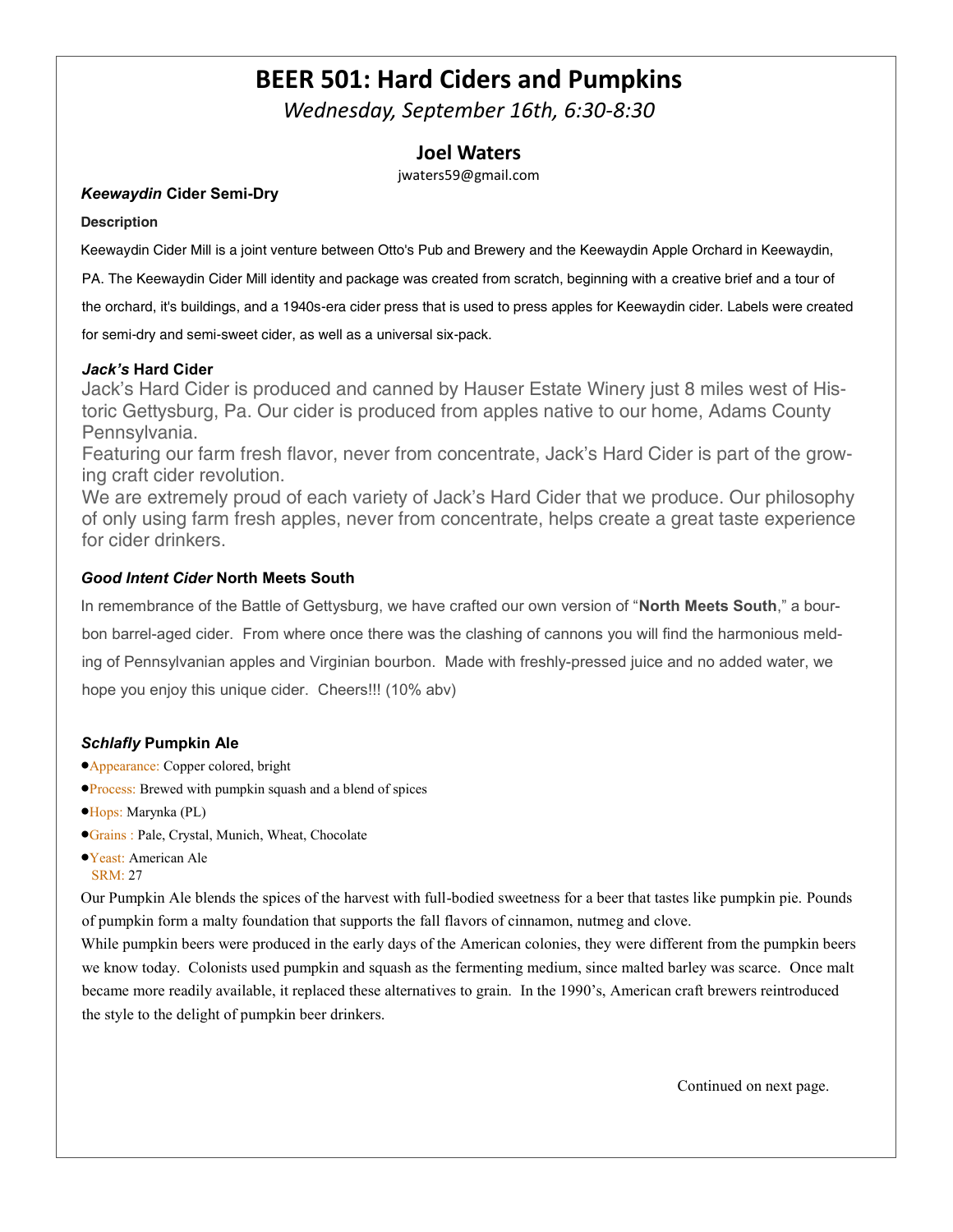# BEER 501: Hard Ciders and Pumpkins

*Wednesday, September 16th, 6:30-8:30*

## Joel Waters

jwaters59@gmail.com

### *Keewaydin* Cider Semi-Dry

**Description**

Keewaydin Cider Mill is a joint venture between Otto's Pub and Brewery and the Keewaydin Apple Orchard in Keewaydin, PA. The Keewaydin Cider Mill identity and package was created from scratch, beginning with a creative brief and a tour of the orchard, it's buildings, and a 1940s-era cider press that is used to press apples for Keewaydin cider. Labels were created for semi-dry and semi-sweet cider, as well as a universal six-pack.

### *Jack's* Hard Cider

Jack's Hard Cider is produced and canned by Hauser Estate Winery just 8 miles west of Historic Gettysburg, Pa. Our cider is produced from apples native to our home, Adams County Pennsylvania.

Featuring our farm fresh flavor, never from concentrate, Jack's Hard Cider is part of the growing craft cider revolution.

We are extremely proud of each variety of Jack's Hard Cider that we produce. Our philosophy of only using farm fresh apples, never from concentrate, helps create a great taste experience for cider drinkers.

### *Good Intent Cider* North Meets South

In remembrance of the Battle of Gettysburg, we have crafted our own version of "**North Meets South**," a bourbon barrel-aged cider. From where once there was the clashing of cannons you will find the harmonious melding of Pennsylvanian apples and Virginian bourbon. Made with freshly-pressed juice and no added water, we hope you enjoy this unique cider. Cheers!!! (10% abv)

### *Schlafly* Pumpkin Ale

- Appearance: Copper colored, bright
- Process: Brewed with pumpkin squash and a blend of spices
- Hops: Marynka (PL)
- Grains : Pale, Crystal, Munich, Wheat, Chocolate
- Yeast: American Ale
  SRM: 27

Our Pumpkin Ale blends the spices of the harvest with full-bodied sweetness for a beer that tastes like pumpkin pie. Pounds of pumpkin form a malty foundation that supports the fall flavors of cinnamon, nutmeg and clove.

While pumpkin beers were produced in the early days of the American colonies, they were different from the pumpkin beers we know today. Colonists used pumpkin and squash as the fermenting medium, since malted barley was scarce. Once malt became more readily available, it replaced these alternatives to grain. In the 1990's, American craft brewers reintroduced the style to the delight of pumpkin beer drinkers.

Continued on next page.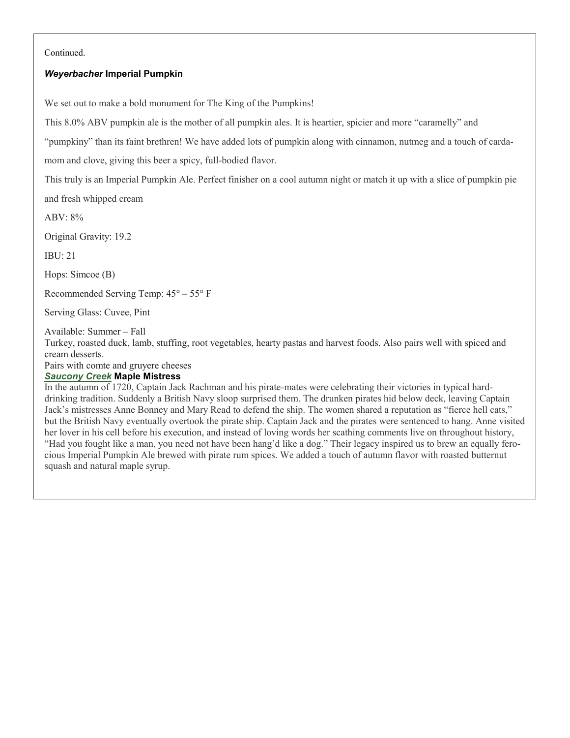Continued.

### ***Weyerbacher* Imperial Pumpkin**

We set out to make a bold monument for The King of the Pumpkins!

This 8.0% ABV pumpkin ale is the mother of all pumpkin ales. It is heartier, spicier and more "caramelly" and "pumpkiny" than its faint brethren! We have added lots of pumpkin along with cinnamon, nutmeg and a touch of cardamom and clove, giving this beer a spicy, full-bodied flavor.

This truly is an Imperial Pumpkin Ale. Perfect finisher on a cool autumn night or match it up with a slice of pumpkin pie and fresh whipped cream

ABV: 8%

Original Gravity: 19.2

IBU: 21

Hops: Simcoe (B)

Recommended Serving Temp: 45° – 55° F

Serving Glass: Cuvee, Pint

Available: Summer – Fall

Turkey, roasted duck, lamb, stuffing, root vegetables, hearty pastas and harvest foods. Also pairs well with spiced and cream desserts.

Pairs with comte and gruyere cheeses

### ***Saucony Creek* Maple Mistress**

In the autumn of 1720, Captain Jack Rachman and his pirate-mates were celebrating their victories in typical hard-drinking tradition. Suddenly a British Navy sloop surprised them. The drunken pirates hid below deck, leaving Captain Jack's mistresses Anne Bonney and Mary Read to defend the ship. The women shared a reputation as "fierce hell cats," but the British Navy eventually overtook the pirate ship. Captain Jack and the pirates were sentenced to hang. Anne visited her lover in his cell before his execution, and instead of loving words her scathing comments live on throughout history, "Had you fought like a man, you need not have been hang'd like a dog." Their legacy inspired us to brew an equally ferocious Imperial Pumpkin Ale brewed with pirate rum spices. We added a touch of autumn flavor with roasted butternut squash and natural maple syrup.